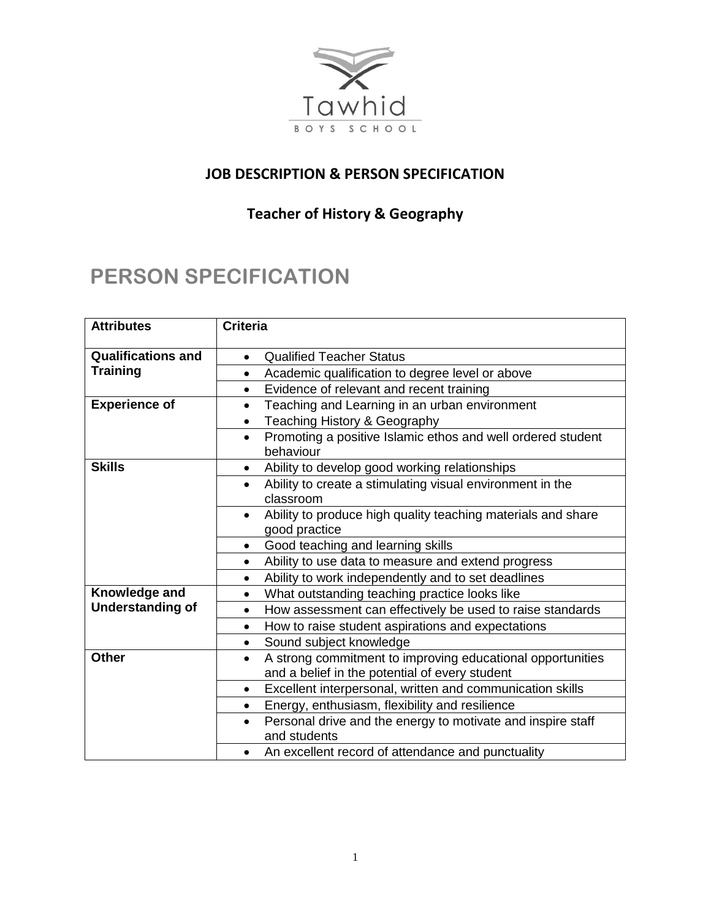Tawhid

BOYS SCHOOL

## JOB DESCRIPTION & PERSON SPECIFICATION

### Teacher of History & Geography

# PERSON SPECIFICATION

| Attributes | Criteria |
|---|---|
| **Qualifications and Training** | • Qualified Teacher Status |
| | • Academic qualification to degree level or above |
| | • Evidence of relevant and recent training |
| **Experience of** | • Teaching and Learning in an urban environment<br>• Teaching History & Geography |
| | • Promoting a positive Islamic ethos and well ordered student behaviour |
| **Skills** | • Ability to develop good working relationships |
| | • Ability to create a stimulating visual environment in the classroom |
| | • Ability to produce high quality teaching materials and share good practice |
| | • Good teaching and learning skills |
| | • Ability to use data to measure and extend progress |
| | • Ability to work independently and to set deadlines |
| **Knowledge and Understanding of** | • What outstanding teaching practice looks like |
| | • How assessment can effectively be used to raise standards |
| | • How to raise student aspirations and expectations |
| | • Sound subject knowledge |
| **Other** | • A strong commitment to improving educational opportunities and a belief in the potential of every student |
| | • Excellent interpersonal, written and communication skills |
| | • Energy, enthusiasm, flexibility and resilience |
| | • Personal drive and the energy to motivate and inspire staff and students |
| | • An excellent record of attendance and punctuality |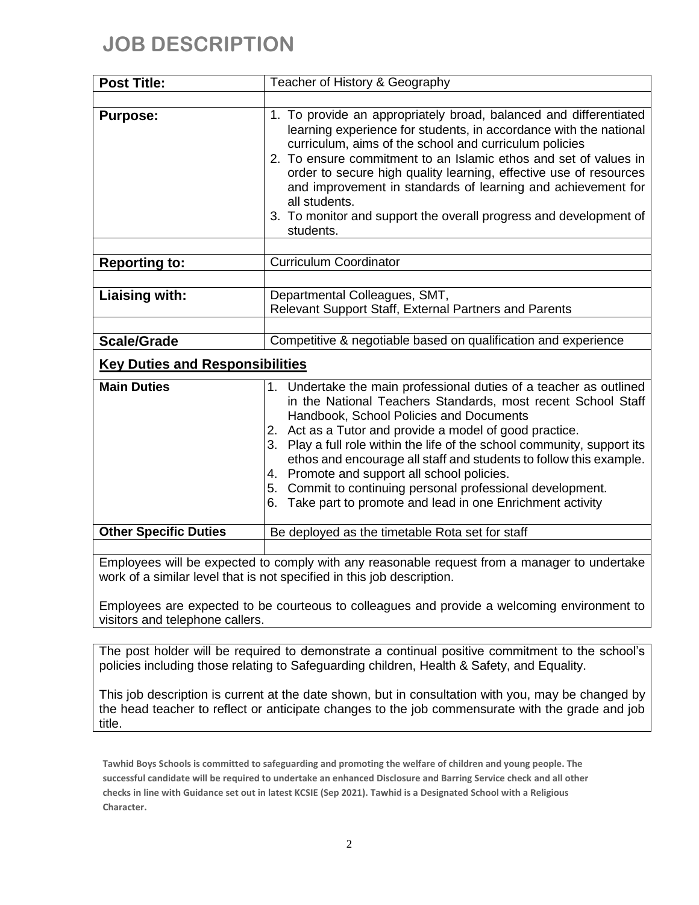# JOB DESCRIPTION

| | |
|---|---|
| **Post Title:** | Teacher of History & Geography |
| | |
| **Purpose:** | 1. To provide an appropriately broad, balanced and differentiated learning experience for students, in accordance with the national curriculum, aims of the school and curriculum policies<br>2. To ensure commitment to an Islamic ethos and set of values in order to secure high quality learning, effective use of resources and improvement in standards of learning and achievement for all students.<br>3. To monitor and support the overall progress and development of students. |
| | |
| **Reporting to:** | Curriculum Coordinator |
| | |
| **Liaising with:** | Departmental Colleagues, SMT,<br>Relevant Support Staff, External Partners and Parents |
| | |
| **Scale/Grade** | Competitive & negotiable based on qualification and experience |
| **<u>Key Duties and Responsibilities</u>** | |
| **Main Duties** | 1. Undertake the main professional duties of a teacher as outlined in the National Teachers Standards, most recent School Staff Handbook, School Policies and Documents<br>2. Act as a Tutor and provide a model of good practice.<br>3. Play a full role within the life of the school community, support its ethos and encourage all staff and students to follow this example.<br>4. Promote and support all school policies.<br>5. Commit to continuing personal professional development.<br>6. Take part to promote and lead in one Enrichment activity |
| **Other Specific Duties** | Be deployed as the timetable Rota set for staff |
| | |

Employees will be expected to comply with any reasonable request from a manager to undertake work of a similar level that is not specified in this job description.

Employees are expected to be courteous to colleagues and provide a welcoming environment to visitors and telephone callers.

The post holder will be required to demonstrate a continual positive commitment to the school's policies including those relating to Safeguarding children, Health & Safety, and Equality.

This job description is current at the date shown, but in consultation with you, may be changed by the head teacher to reflect or anticipate changes to the job commensurate with the grade and job title.

**Tawhid Boys Schools is committed to safeguarding and promoting the welfare of children and young people. The successful candidate will be required to undertake an enhanced Disclosure and Barring Service check and all other checks in line with Guidance set out in latest KCSIE (Sep 2021). Tawhid is a Designated School with a Religious Character.**